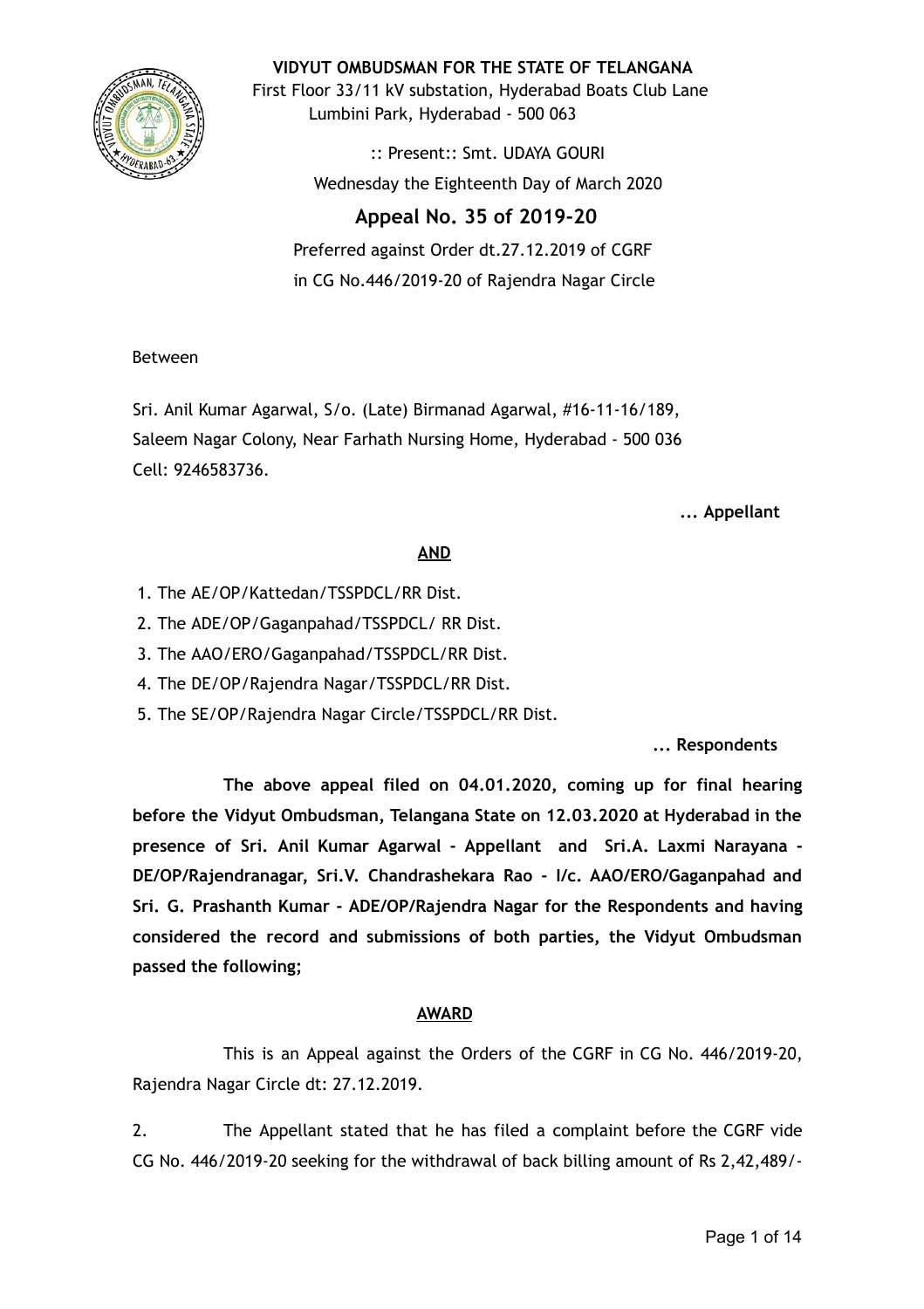**VIDYUT OMBUDSMAN FOR THE STATE OF TELANGANA**

First Floor 33/11 kV substation, Hyderabad Boats Club Lane
Lumbini Park, Hyderabad - 500 063

:: Present:: Smt. UDAYA GOURI

Wednesday the Eighteenth Day of March 2020

# Appeal No. 35 of 2019-20

Preferred against Order dt.27.12.2019 of CGRF
in CG No.446/2019-20 of Rajendra Nagar Circle

Between

Sri. Anil Kumar Agarwal, S/o. (Late) Birmanad Agarwal, #16-11-16/189,
Saleem Nagar Colony, Near Farhath Nursing Home, Hyderabad - 500 036
Cell: 9246583736.

**... Appellant**

**AND**

1. The AE/OP/Kattedan/TSSPDCL/RR Dist.
2. The ADE/OP/Gaganpahad/TSSPDCL/ RR Dist.
3. The AAO/ERO/Gaganpahad/TSSPDCL/RR Dist.
4. The DE/OP/Rajendra Nagar/TSSPDCL/RR Dist.
5. The SE/OP/Rajendra Nagar Circle/TSSPDCL/RR Dist.

**... Respondents**

**The above appeal filed on 04.01.2020, coming up for final hearing before the Vidyut Ombudsman, Telangana State on 12.03.2020 at Hyderabad in the presence of Sri. Anil Kumar Agarwal - Appellant and Sri.A. Laxmi Narayana - DE/OP/Rajendranagar, Sri.V. Chandrashekara Rao - I/c. AAO/ERO/Gaganpahad and Sri. G. Prashanth Kumar - ADE/OP/Rajendra Nagar for the Respondents and having considered the record and submissions of both parties, the Vidyut Ombudsman passed the following;**

**AWARD**

This is an Appeal against the Orders of the CGRF in CG No. 446/2019-20, Rajendra Nagar Circle dt: 27.12.2019.

2. The Appellant stated that he has filed a complaint before the CGRF vide CG No. 446/2019-20 seeking for the withdrawal of back billing amount of Rs 2,42,489/-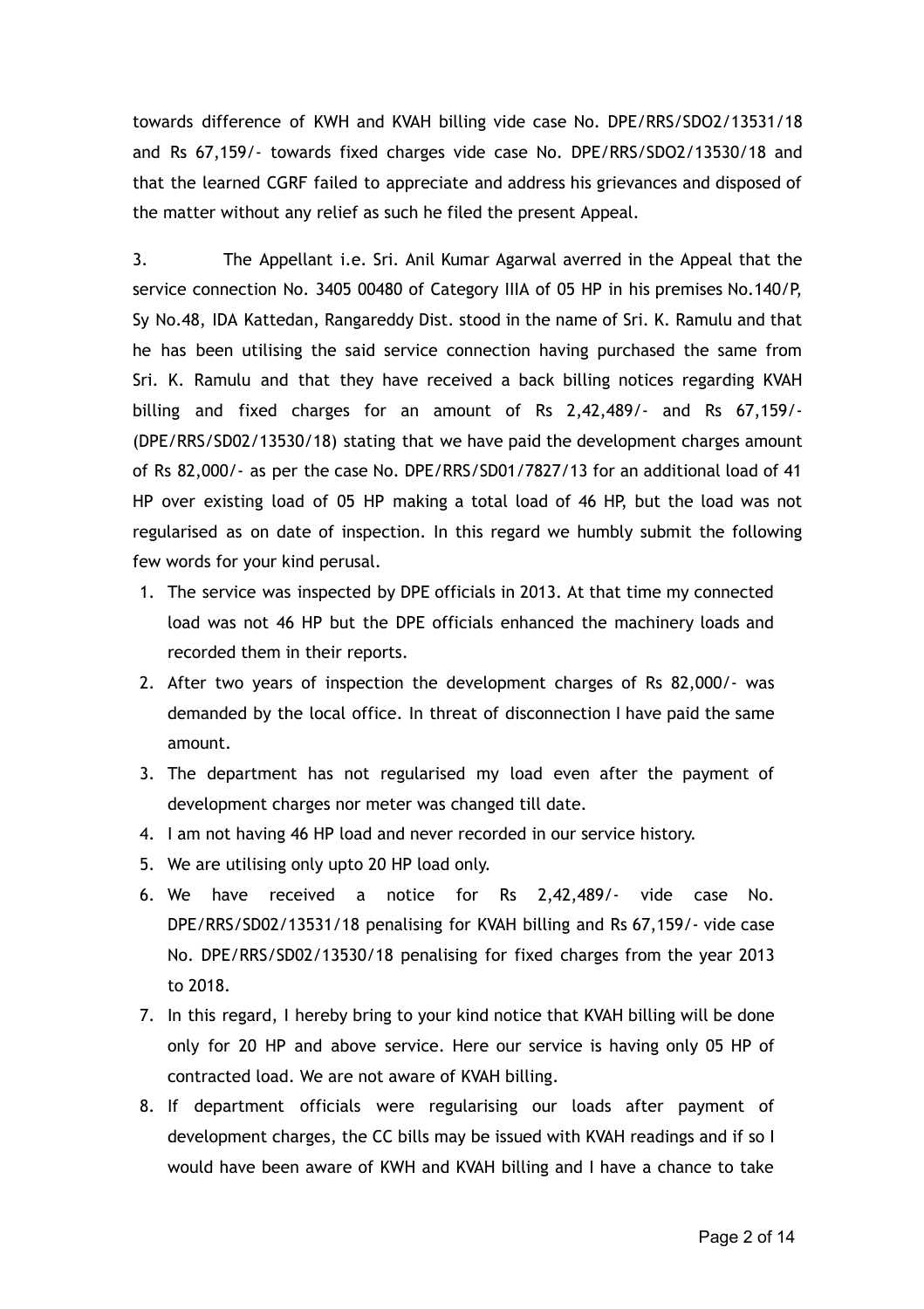towards difference of KWH and KVAH billing vide case No. DPE/RRS/SDO2/13531/18 and Rs 67,159/- towards fixed charges vide case No. DPE/RRS/SDO2/13530/18 and that the learned CGRF failed to appreciate and address his grievances and disposed of the matter without any relief as such he filed the present Appeal.

3. The Appellant i.e. Sri. Anil Kumar Agarwal averred in the Appeal that the service connection No. 3405 00480 of Category IIIA of 05 HP in his premises No.140/P, Sy No.48, IDA Kattedan, Rangareddy Dist. stood in the name of Sri. K. Ramulu and that he has been utilising the said service connection having purchased the same from Sri. K. Ramulu and that they have received a back billing notices regarding KVAH billing and fixed charges for an amount of Rs 2,42,489/- and Rs 67,159/- (DPE/RRS/SD02/13530/18) stating that we have paid the development charges amount of Rs 82,000/- as per the case No. DPE/RRS/SD01/7827/13 for an additional load of 41 HP over existing load of 05 HP making a total load of 46 HP, but the load was not regularised as on date of inspection. In this regard we humbly submit the following few words for your kind perusal.

1. The service was inspected by DPE officials in 2013. At that time my connected load was not 46 HP but the DPE officials enhanced the machinery loads and recorded them in their reports.
2. After two years of inspection the development charges of Rs 82,000/- was demanded by the local office. In threat of disconnection I have paid the same amount.
3. The department has not regularised my load even after the payment of development charges nor meter was changed till date.
4. I am not having 46 HP load and never recorded in our service history.
5. We are utilising only upto 20 HP load only.
6. We have received a notice for Rs 2,42,489/- vide case No. DPE/RRS/SD02/13531/18 penalising for KVAH billing and Rs 67,159/- vide case No. DPE/RRS/SD02/13530/18 penalising for fixed charges from the year 2013 to 2018.
7. In this regard, I hereby bring to your kind notice that KVAH billing will be done only for 20 HP and above service. Here our service is having only 05 HP of contracted load. We are not aware of KVAH billing.
8. If department officials were regularising our loads after payment of development charges, the CC bills may be issued with KVAH readings and if so I would have been aware of KWH and KVAH billing and I have a chance to take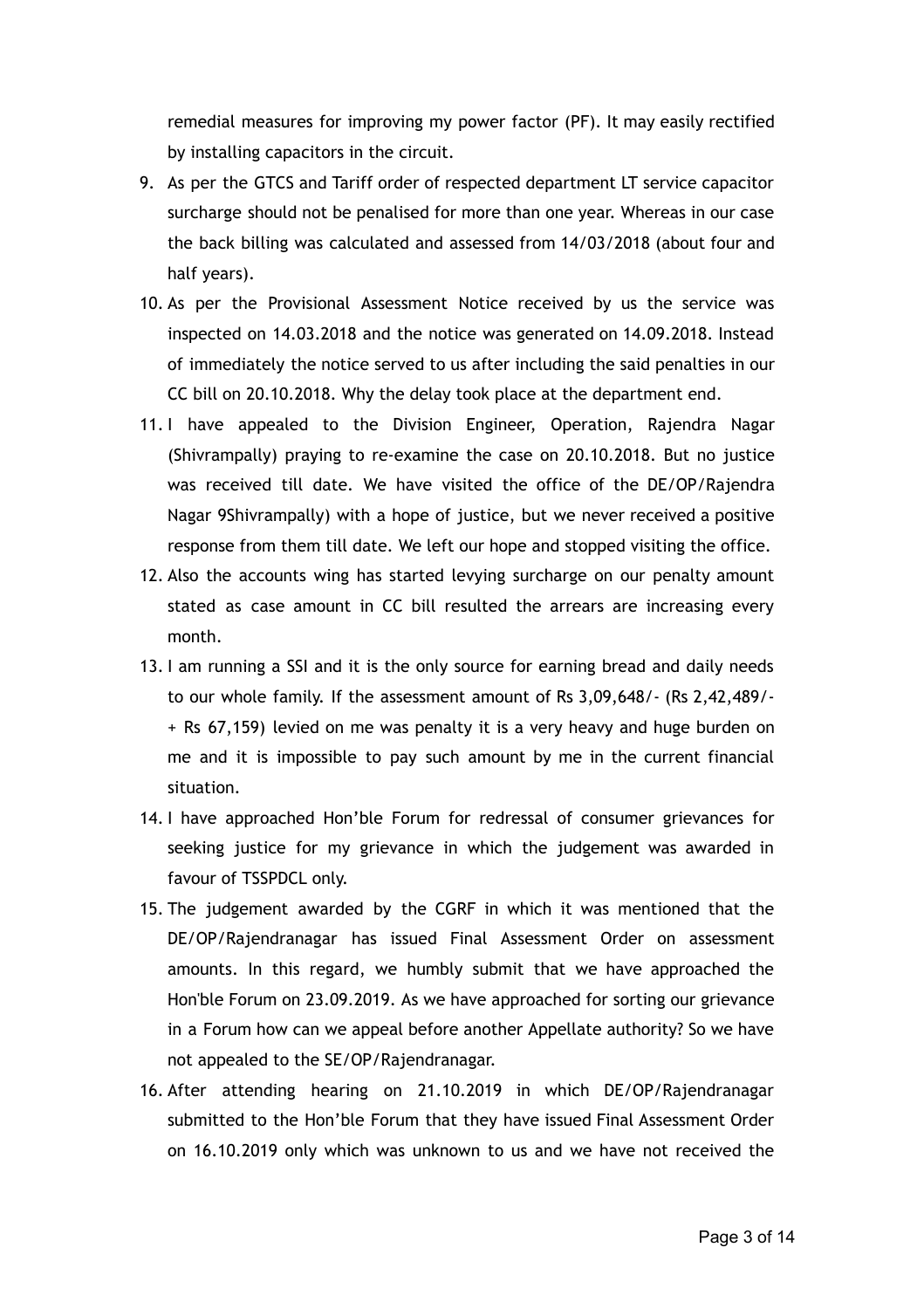remedial measures for improving my power factor (PF). It may easily rectified by installing capacitors in the circuit.

9. As per the GTCS and Tariff order of respected department LT service capacitor surcharge should not be penalised for more than one year. Whereas in our case the back billing was calculated and assessed from 14/03/2018 (about four and half years).
10. As per the Provisional Assessment Notice received by us the service was inspected on 14.03.2018 and the notice was generated on 14.09.2018. Instead of immediately the notice served to us after including the said penalties in our CC bill on 20.10.2018. Why the delay took place at the department end.
11. I have appealed to the Division Engineer, Operation, Rajendra Nagar (Shivrampally) praying to re-examine the case on 20.10.2018. But no justice was received till date. We have visited the office of the DE/OP/Rajendra Nagar 9Shivrampally) with a hope of justice, but we never received a positive response from them till date. We left our hope and stopped visiting the office.
12. Also the accounts wing has started levying surcharge on our penalty amount stated as case amount in CC bill resulted the arrears are increasing every month.
13. I am running a SSI and it is the only source for earning bread and daily needs to our whole family. If the assessment amount of Rs 3,09,648/- (Rs 2,42,489/- + Rs 67,159) levied on me was penalty it is a very heavy and huge burden on me and it is impossible to pay such amount by me in the current financial situation.
14. I have approached Hon'ble Forum for redressal of consumer grievances for seeking justice for my grievance in which the judgement was awarded in favour of TSSPDCL only.
15. The judgement awarded by the CGRF in which it was mentioned that the DE/OP/Rajendranagar has issued Final Assessment Order on assessment amounts. In this regard, we humbly submit that we have approached the Hon'ble Forum on 23.09.2019. As we have approached for sorting our grievance in a Forum how can we appeal before another Appellate authority? So we have not appealed to the SE/OP/Rajendranagar.
16. After attending hearing on 21.10.2019 in which DE/OP/Rajendranagar submitted to the Hon'ble Forum that they have issued Final Assessment Order on 16.10.2019 only which was unknown to us and we have not received the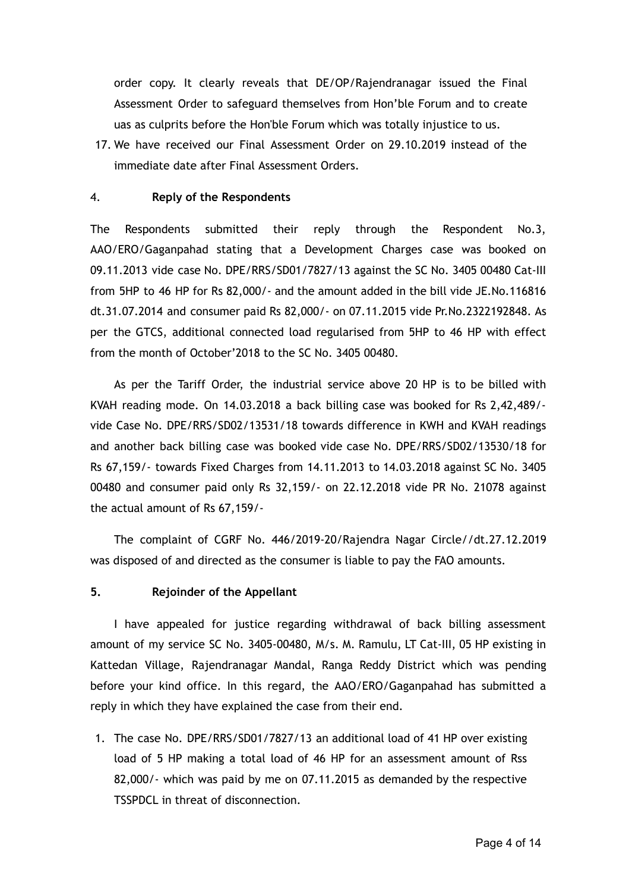order copy. It clearly reveals that DE/OP/Rajendranagar issued the Final Assessment Order to safeguard themselves from Hon'ble Forum and to create uas as culprits before the Hon'ble Forum which was totally injustice to us.

17. We have received our Final Assessment Order on 29.10.2019 instead of the immediate date after Final Assessment Orders.

4. **Reply of the Respondents**

The Respondents submitted their reply through the Respondent No.3, AAO/ERO/Gaganpahad stating that a Development Charges case was booked on 09.11.2013 vide case No. DPE/RRS/SD01/7827/13 against the SC No. 3405 00480 Cat-III from 5HP to 46 HP for Rs 82,000/- and the amount added in the bill vide JE.No.116816 dt.31.07.2014 and consumer paid Rs 82,000/- on 07.11.2015 vide Pr.No.2322192848. As per the GTCS, additional connected load regularised from 5HP to 46 HP with effect from the month of October'2018 to the SC No. 3405 00480.

As per the Tariff Order, the industrial service above 20 HP is to be billed with KVAH reading mode. On 14.03.2018 a back billing case was booked for Rs 2,42,489/- vide Case No. DPE/RRS/SD02/13531/18 towards difference in KWH and KVAH readings and another back billing case was booked vide case No. DPE/RRS/SD02/13530/18 for Rs 67,159/- towards Fixed Charges from 14.11.2013 to 14.03.2018 against SC No. 3405 00480 and consumer paid only Rs 32,159/- on 22.12.2018 vide PR No. 21078 against the actual amount of Rs 67,159/-

The complaint of CGRF No. 446/2019-20/Rajendra Nagar Circle//dt.27.12.2019 was disposed of and directed as the consumer is liable to pay the FAO amounts.

**5. Rejoinder of the Appellant**

I have appealed for justice regarding withdrawal of back billing assessment amount of my service SC No. 3405-00480, M/s. M. Ramulu, LT Cat-III, 05 HP existing in Kattedan Village, Rajendranagar Mandal, Ranga Reddy District which was pending before your kind office. In this regard, the AAO/ERO/Gaganpahad has submitted a reply in which they have explained the case from their end.

1. The case No. DPE/RRS/SD01/7827/13 an additional load of 41 HP over existing load of 5 HP making a total load of 46 HP for an assessment amount of Rss 82,000/- which was paid by me on 07.11.2015 as demanded by the respective TSSPDCL in threat of disconnection.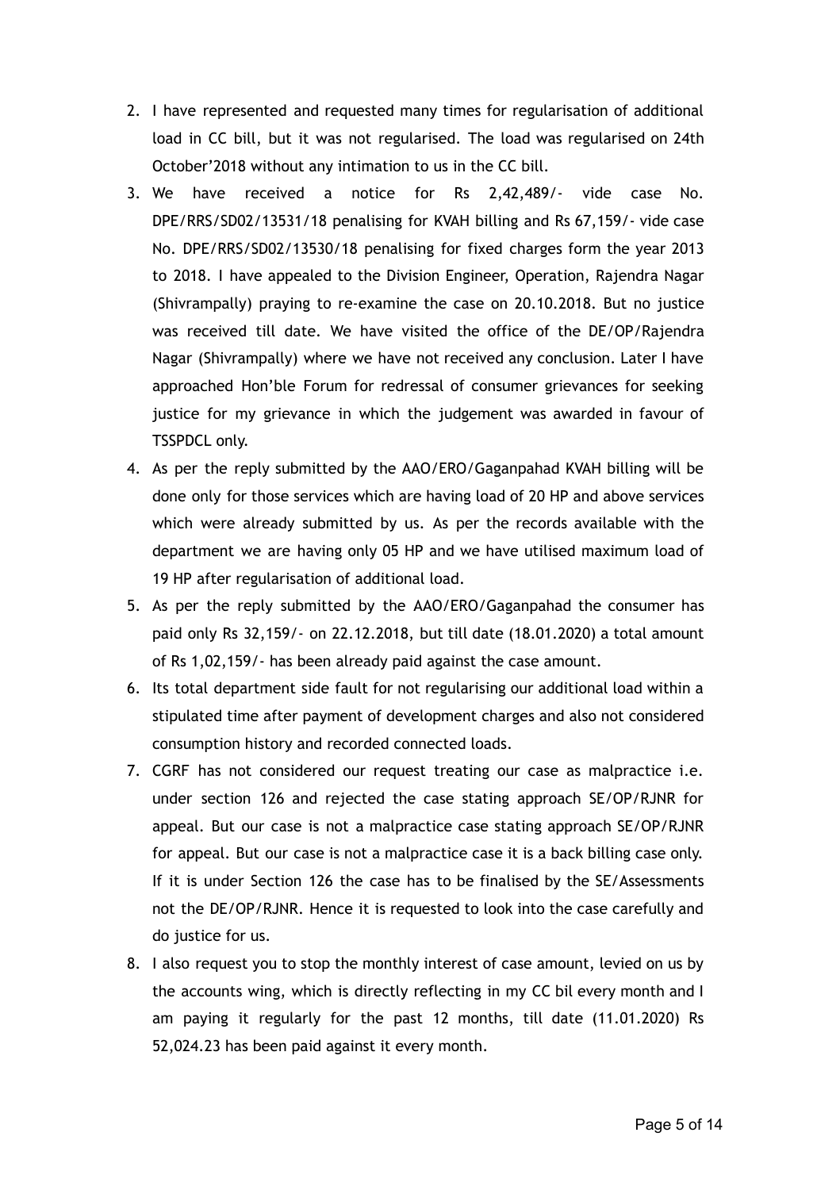2. I have represented and requested many times for regularisation of additional load in CC bill, but it was not regularised. The load was regularised on 24th October'2018 without any intimation to us in the CC bill.
3. We have received a notice for Rs 2,42,489/- vide case No. DPE/RRS/SD02/13531/18 penalising for KVAH billing and Rs 67,159/- vide case No. DPE/RRS/SD02/13530/18 penalising for fixed charges form the year 2013 to 2018. I have appealed to the Division Engineer, Operation, Rajendra Nagar (Shivrampally) praying to re-examine the case on 20.10.2018. But no justice was received till date. We have visited the office of the DE/OP/Rajendra Nagar (Shivrampally) where we have not received any conclusion. Later I have approached Hon'ble Forum for redressal of consumer grievances for seeking justice for my grievance in which the judgement was awarded in favour of TSSPDCL only.
4. As per the reply submitted by the AAO/ERO/Gaganpahad KVAH billing will be done only for those services which are having load of 20 HP and above services which were already submitted by us. As per the records available with the department we are having only 05 HP and we have utilised maximum load of 19 HP after regularisation of additional load.
5. As per the reply submitted by the AAO/ERO/Gaganpahad the consumer has paid only Rs 32,159/- on 22.12.2018, but till date (18.01.2020) a total amount of Rs 1,02,159/- has been already paid against the case amount.
6. Its total department side fault for not regularising our additional load within a stipulated time after payment of development charges and also not considered consumption history and recorded connected loads.
7. CGRF has not considered our request treating our case as malpractice i.e. under section 126 and rejected the case stating approach SE/OP/RJNR for appeal. But our case is not a malpractice case stating approach SE/OP/RJNR for appeal. But our case is not a malpractice case it is a back billing case only. If it is under Section 126 the case has to be finalised by the SE/Assessments not the DE/OP/RJNR. Hence it is requested to look into the case carefully and do justice for us.
8. I also request you to stop the monthly interest of case amount, levied on us by the accounts wing, which is directly reflecting in my CC bil every month and I am paying it regularly for the past 12 months, till date (11.01.2020) Rs 52,024.23 has been paid against it every month.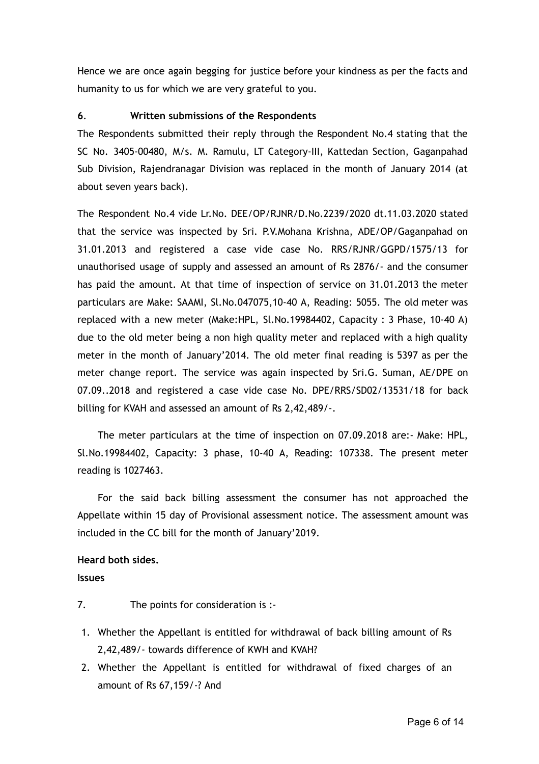Hence we are once again begging for justice before your kindness as per the facts and humanity to us for which we are very grateful to you.

**6. Written submissions of the Respondents**

The Respondents submitted their reply through the Respondent No.4 stating that the SC No. 3405-00480, M/s. M. Ramulu, LT Category-III, Kattedan Section, Gaganpahad Sub Division, Rajendranagar Division was replaced in the month of January 2014 (at about seven years back).

The Respondent No.4 vide Lr.No. DEE/OP/RJNR/D.No.2239/2020 dt.11.03.2020 stated that the service was inspected by Sri. P.V.Mohana Krishna, ADE/OP/Gaganpahad on 31.01.2013 and registered a case vide case No. RRS/RJNR/GGPD/1575/13 for unauthorised usage of supply and assessed an amount of Rs 2876/- and the consumer has paid the amount. At that time of inspection of service on 31.01.2013 the meter particulars are Make: SAAMI, Sl.No.047075,10-40 A, Reading: 5055. The old meter was replaced with a new meter (Make:HPL, Sl.No.19984402, Capacity : 3 Phase, 10-40 A) due to the old meter being a non high quality meter and replaced with a high quality meter in the month of January'2014. The old meter final reading is 5397 as per the meter change report. The service was again inspected by Sri.G. Suman, AE/DPE on 07.09..2018 and registered a case vide case No. DPE/RRS/SD02/13531/18 for back billing for KVAH and assessed an amount of Rs 2,42,489/-.

The meter particulars at the time of inspection on 07.09.2018 are:- Make: HPL, Sl.No.19984402, Capacity: 3 phase, 10-40 A, Reading: 107338. The present meter reading is 1027463.

For the said back billing assessment the consumer has not approached the Appellate within 15 day of Provisional assessment notice. The assessment amount was included in the CC bill for the month of January'2019.

**Heard both sides.**

**Issues**

7. The points for consideration is :-

1. Whether the Appellant is entitled for withdrawal of back billing amount of Rs 2,42,489/- towards difference of KWH and KVAH?
2. Whether the Appellant is entitled for withdrawal of fixed charges of an amount of Rs 67,159/-? And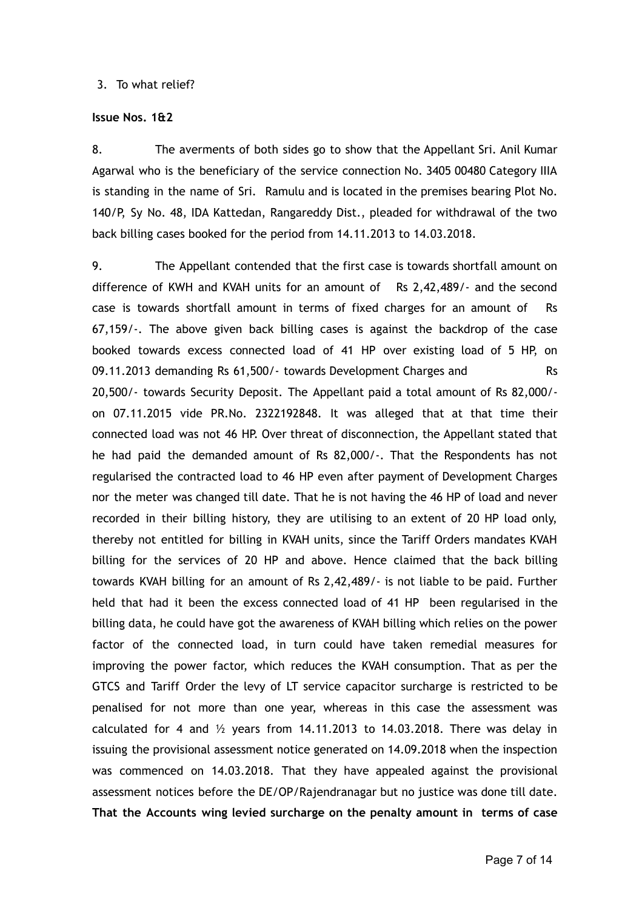3. To what relief?

**Issue Nos. 1&2**

8. The averments of both sides go to show that the Appellant Sri. Anil Kumar Agarwal who is the beneficiary of the service connection No. 3405 00480 Category IIIA is standing in the name of Sri. Ramulu and is located in the premises bearing Plot No. 140/P, Sy No. 48, IDA Kattedan, Rangareddy Dist., pleaded for withdrawal of the two back billing cases booked for the period from 14.11.2013 to 14.03.2018.

9. The Appellant contended that the first case is towards shortfall amount on difference of KWH and KVAH units for an amount of Rs 2,42,489/- and the second case is towards shortfall amount in terms of fixed charges for an amount of Rs 67,159/-. The above given back billing cases is against the backdrop of the case booked towards excess connected load of 41 HP over existing load of 5 HP, on 09.11.2013 demanding Rs 61,500/- towards Development Charges and Rs 20,500/- towards Security Deposit. The Appellant paid a total amount of Rs 82,000/- on 07.11.2015 vide PR.No. 2322192848. It was alleged that at that time their connected load was not 46 HP. Over threat of disconnection, the Appellant stated that he had paid the demanded amount of Rs 82,000/-. That the Respondents has not regularised the contracted load to 46 HP even after payment of Development Charges nor the meter was changed till date. That he is not having the 46 HP of load and never recorded in their billing history, they are utilising to an extent of 20 HP load only, thereby not entitled for billing in KVAH units, since the Tariff Orders mandates KVAH billing for the services of 20 HP and above. Hence claimed that the back billing towards KVAH billing for an amount of Rs 2,42,489/- is not liable to be paid. Further held that had it been the excess connected load of 41 HP been regularised in the billing data, he could have got the awareness of KVAH billing which relies on the power factor of the connected load, in turn could have taken remedial measures for improving the power factor, which reduces the KVAH consumption. That as per the GTCS and Tariff Order the levy of LT service capacitor surcharge is restricted to be penalised for not more than one year, whereas in this case the assessment was calculated for 4 and ½ years from 14.11.2013 to 14.03.2018. There was delay in issuing the provisional assessment notice generated on 14.09.2018 when the inspection was commenced on 14.03.2018. That they have appealed against the provisional assessment notices before the DE/OP/Rajendranagar but no justice was done till date. **That the Accounts wing levied surcharge on the penalty amount in terms of case**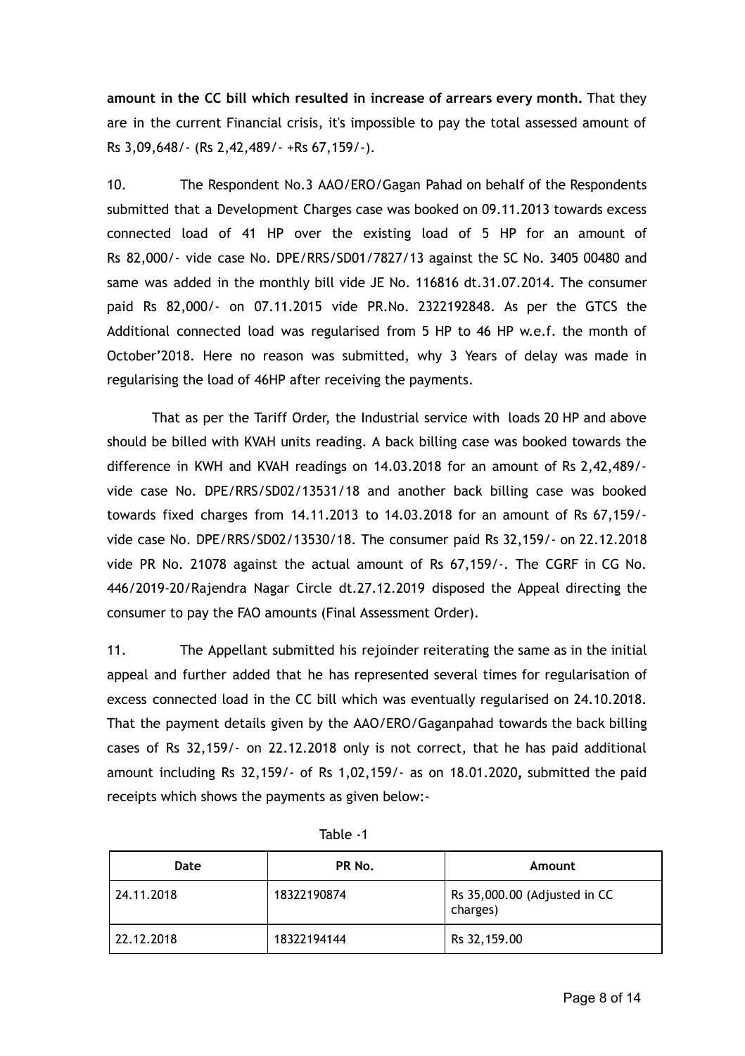**amount in the CC bill which resulted in increase of arrears every month.** That they are in the current Financial crisis, it's impossible to pay the total assessed amount of Rs 3,09,648/- (Rs 2,42,489/- +Rs 67,159/-).

10. The Respondent No.3 AAO/ERO/Gagan Pahad on behalf of the Respondents submitted that a Development Charges case was booked on 09.11.2013 towards excess connected load of 41 HP over the existing load of 5 HP for an amount of Rs 82,000/- vide case No. DPE/RRS/SD01/7827/13 against the SC No. 3405 00480 and same was added in the monthly bill vide JE No. 116816 dt.31.07.2014. The consumer paid Rs 82,000/- on 07.11.2015 vide PR.No. 2322192848. As per the GTCS the Additional connected load was regularised from 5 HP to 46 HP w.e.f. the month of October'2018. Here no reason was submitted, why 3 Years of delay was made in regularising the load of 46HP after receiving the payments.

That as per the Tariff Order, the Industrial service with loads 20 HP and above should be billed with KVAH units reading. A back billing case was booked towards the difference in KWH and KVAH readings on 14.03.2018 for an amount of Rs 2,42,489/- vide case No. DPE/RRS/SD02/13531/18 and another back billing case was booked towards fixed charges from 14.11.2013 to 14.03.2018 for an amount of Rs 67,159/- vide case No. DPE/RRS/SD02/13530/18. The consumer paid Rs 32,159/- on 22.12.2018 vide PR No. 21078 against the actual amount of Rs 67,159/-. The CGRF in CG No. 446/2019-20/Rajendra Nagar Circle dt.27.12.2019 disposed the Appeal directing the consumer to pay the FAO amounts (Final Assessment Order).

11. The Appellant submitted his rejoinder reiterating the same as in the initial appeal and further added that he has represented several times for regularisation of excess connected load in the CC bill which was eventually regularised on 24.10.2018. That the payment details given by the AAO/ERO/Gaganpahad towards the back billing cases of Rs 32,159/- on 22.12.2018 only is not correct, that he has paid additional amount including Rs 32,159/- of Rs 1,02,159/- as on 18.01.2020, submitted the paid receipts which shows the payments as given below:-

Table -1

| Date | PR No. | Amount |
|---|---|---|
| 24.11.2018 | 18322190874 | Rs 35,000.00 (Adjusted in CC charges) |
| 22.12.2018 | 18322194144 | Rs 32,159.00 |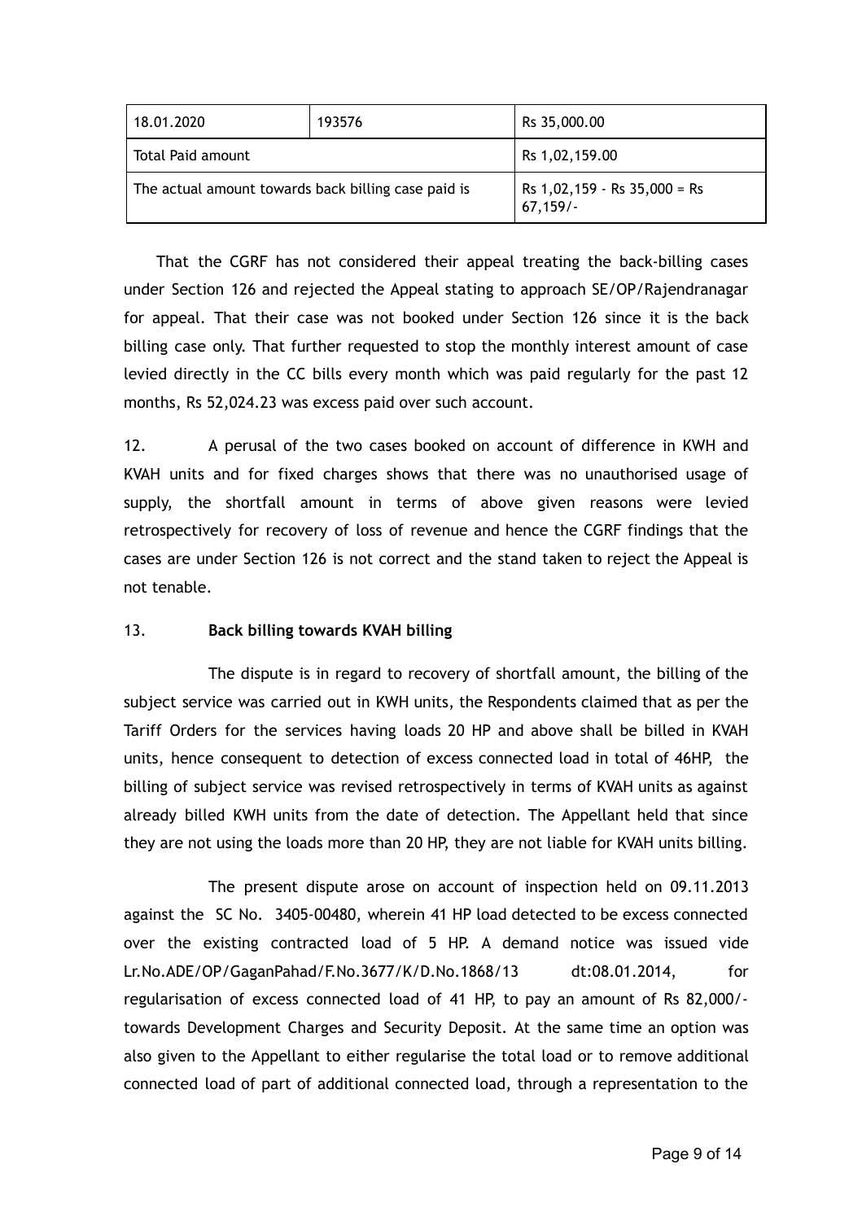| 18.01.2020 | 193576 | Rs 35,000.00 |
|---|---|---|
| Total Paid amount | | Rs 1,02,159.00 |
| The actual amount towards back billing case paid is | | Rs 1,02,159 - Rs 35,000 = Rs 67,159/- |

That the CGRF has not considered their appeal treating the back-billing cases under Section 126 and rejected the Appeal stating to approach SE/OP/Rajendranagar for appeal. That their case was not booked under Section 126 since it is the back billing case only. That further requested to stop the monthly interest amount of case levied directly in the CC bills every month which was paid regularly for the past 12 months, Rs 52,024.23 was excess paid over such account.

12. A perusal of the two cases booked on account of difference in KWH and KVAH units and for fixed charges shows that there was no unauthorised usage of supply, the shortfall amount in terms of above given reasons were levied retrospectively for recovery of loss of revenue and hence the CGRF findings that the cases are under Section 126 is not correct and the stand taken to reject the Appeal is not tenable.

13. **Back billing towards KVAH billing**

The dispute is in regard to recovery of shortfall amount, the billing of the subject service was carried out in KWH units, the Respondents claimed that as per the Tariff Orders for the services having loads 20 HP and above shall be billed in KVAH units, hence consequent to detection of excess connected load in total of 46HP, the billing of subject service was revised retrospectively in terms of KVAH units as against already billed KWH units from the date of detection. The Appellant held that since they are not using the loads more than 20 HP, they are not liable for KVAH units billing.

The present dispute arose on account of inspection held on 09.11.2013 against the SC No. 3405-00480, wherein 41 HP load detected to be excess connected over the existing contracted load of 5 HP. A demand notice was issued vide Lr.No.ADE/OP/GaganPahad/F.No.3677/K/D.No.1868/13 dt:08.01.2014, for regularisation of excess connected load of 41 HP, to pay an amount of Rs 82,000/- towards Development Charges and Security Deposit. At the same time an option was also given to the Appellant to either regularise the total load or to remove additional connected load of part of additional connected load, through a representation to the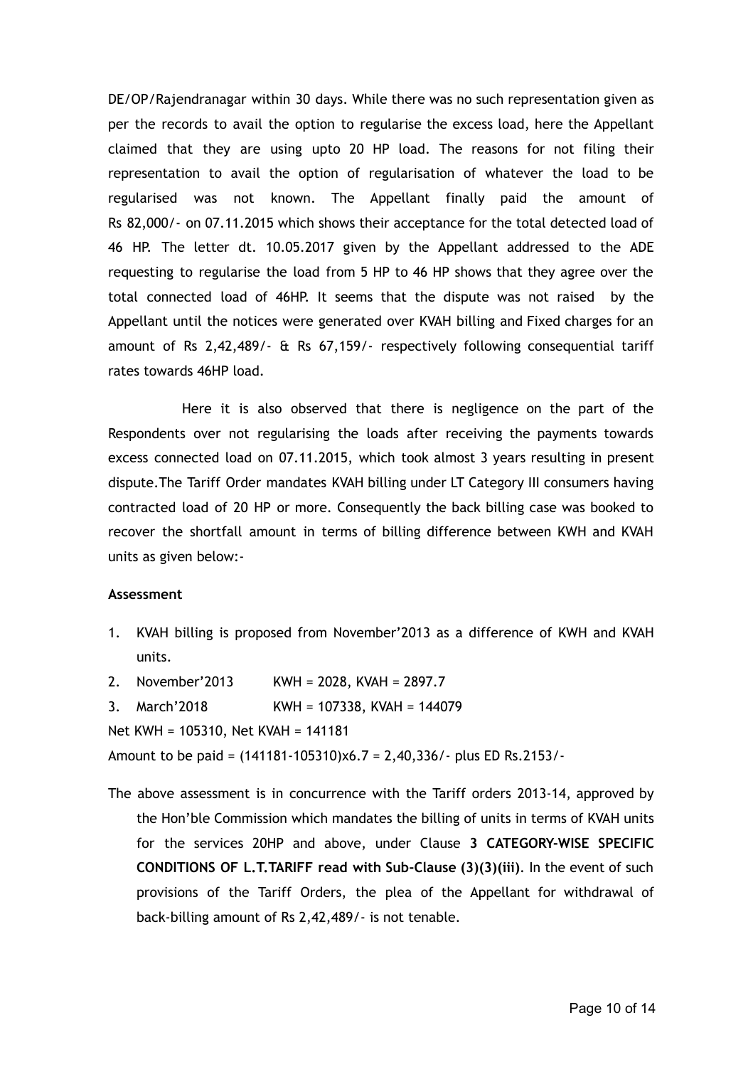DE/OP/Rajendranagar within 30 days. While there was no such representation given as per the records to avail the option to regularise the excess load, here the Appellant claimed that they are using upto 20 HP load. The reasons for not filing their representation to avail the option of regularisation of whatever the load to be regularised was not known. The Appellant finally paid the amount of Rs 82,000/- on 07.11.2015 which shows their acceptance for the total detected load of 46 HP. The letter dt. 10.05.2017 given by the Appellant addressed to the ADE requesting to regularise the load from 5 HP to 46 HP shows that they agree over the total connected load of 46HP. It seems that the dispute was not raised by the Appellant until the notices were generated over KVAH billing and Fixed charges for an amount of Rs 2,42,489/- & Rs 67,159/- respectively following consequential tariff rates towards 46HP load.

Here it is also observed that there is negligence on the part of the Respondents over not regularising the loads after receiving the payments towards excess connected load on 07.11.2015, which took almost 3 years resulting in present dispute.The Tariff Order mandates KVAH billing under LT Category III consumers having contracted load of 20 HP or more. Consequently the back billing case was booked to recover the shortfall amount in terms of billing difference between KWH and KVAH units as given below:-

**Assessment**

1. KVAH billing is proposed from November'2013 as a difference of KWH and KVAH units.
2. November'2013 KWH = 2028, KVAH = 2897.7
3. March'2018 KWH = 107338, KVAH = 144079

Net KWH = 105310, Net KVAH = 141181

Amount to be paid = (141181-105310)x6.7 = 2,40,336/- plus ED Rs.2153/-

The above assessment is in concurrence with the Tariff orders 2013-14, approved by the Hon'ble Commission which mandates the billing of units in terms of KVAH units for the services 20HP and above, under Clause **3 CATEGORY-WISE SPECIFIC CONDITIONS OF L.T.TARIFF read with Sub-Clause (3)(3)(iii)**. In the event of such provisions of the Tariff Orders, the plea of the Appellant for withdrawal of back-billing amount of Rs 2,42,489/- is not tenable.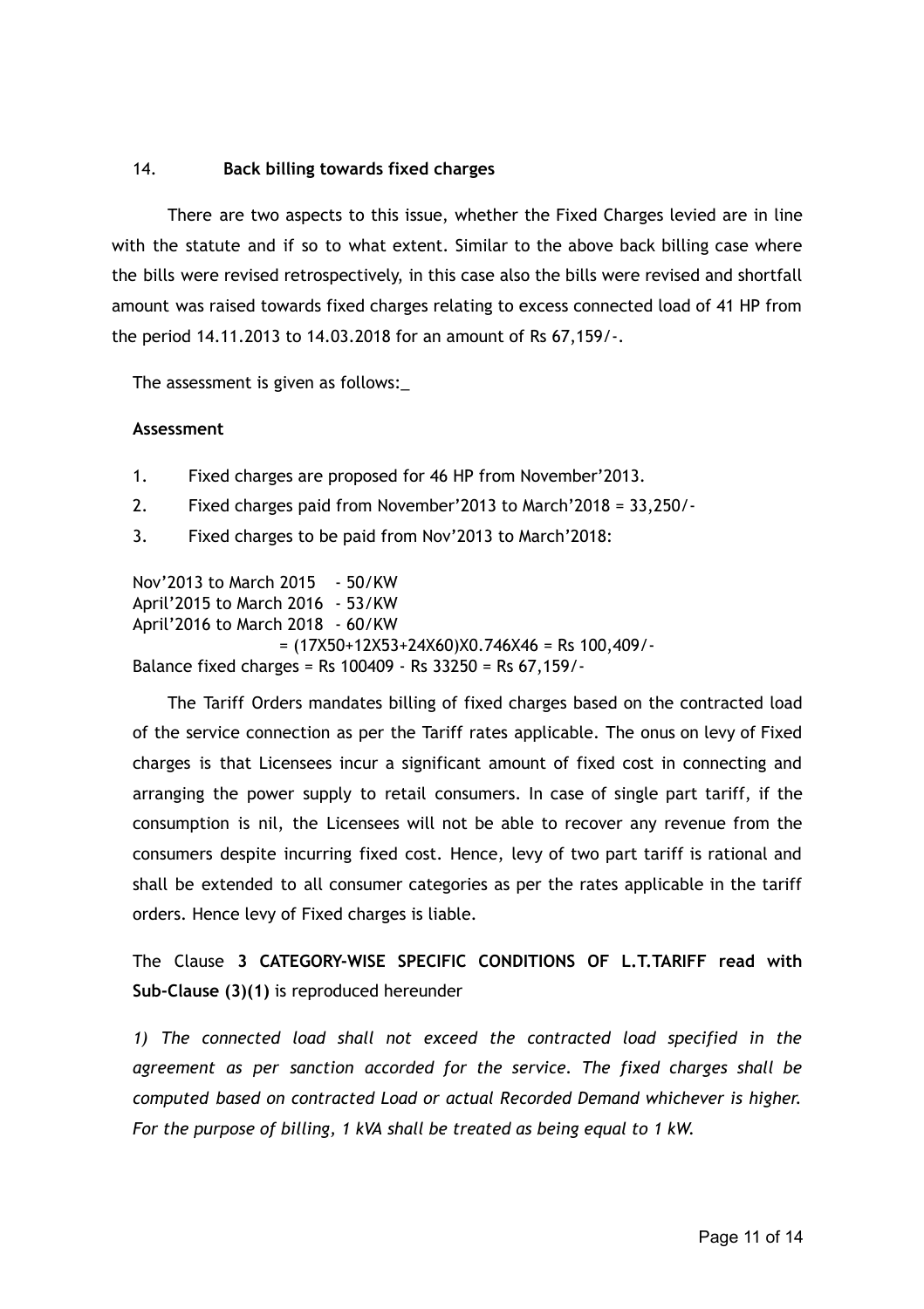14. **Back billing towards fixed charges**

There are two aspects to this issue, whether the Fixed Charges levied are in line with the statute and if so to what extent. Similar to the above back billing case where the bills were revised retrospectively, in this case also the bills were revised and shortfall amount was raised towards fixed charges relating to excess connected load of 41 HP from the period 14.11.2013 to 14.03.2018 for an amount of Rs 67,159/-.

The assessment is given as follows:_

**Assessment**

1. Fixed charges are proposed for 46 HP from November'2013.
2. Fixed charges paid from November'2013 to March'2018 = 33,250/-
3. Fixed charges to be paid from Nov'2013 to March'2018:

Nov'2013 to March 2015 - 50/KW
April'2015 to March 2016 - 53/KW
April'2016 to March 2018 - 60/KW
= (17X50+12X53+24X60)X0.746X46 = Rs 100,409/-
Balance fixed charges = Rs 100409 - Rs 33250 = Rs 67,159/-

The Tariff Orders mandates billing of fixed charges based on the contracted load of the service connection as per the Tariff rates applicable. The onus on levy of Fixed charges is that Licensees incur a significant amount of fixed cost in connecting and arranging the power supply to retail consumers. In case of single part tariff, if the consumption is nil, the Licensees will not be able to recover any revenue from the consumers despite incurring fixed cost. Hence, levy of two part tariff is rational and shall be extended to all consumer categories as per the rates applicable in the tariff orders. Hence levy of Fixed charges is liable.

The Clause **3 CATEGORY-WISE SPECIFIC CONDITIONS OF L.T.TARIFF read with Sub-Clause (3)(1)** is reproduced hereunder

*1) The connected load shall not exceed the contracted load specified in the agreement as per sanction accorded for the service. The fixed charges shall be computed based on contracted Load or actual Recorded Demand whichever is higher. For the purpose of billing, 1 kVA shall be treated as being equal to 1 kW.*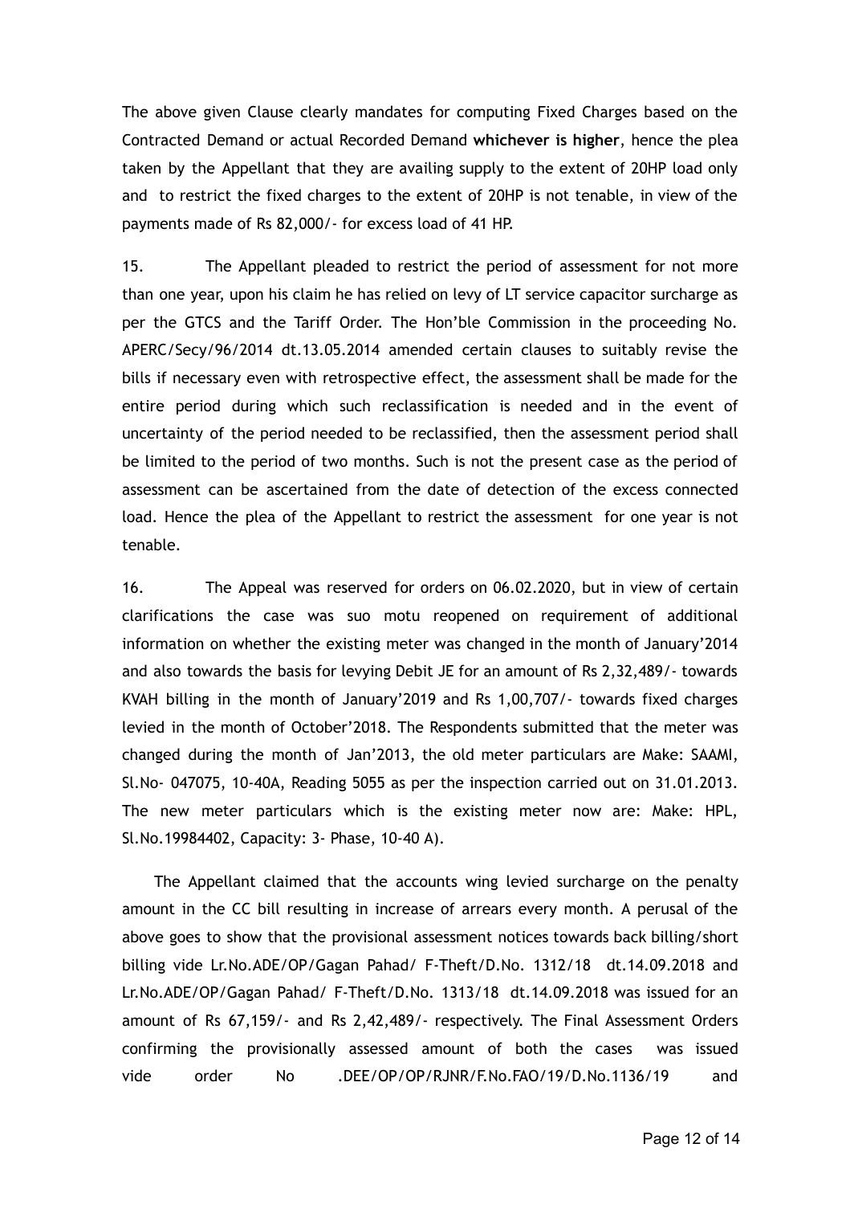The above given Clause clearly mandates for computing Fixed Charges based on the Contracted Demand or actual Recorded Demand **whichever is higher**, hence the plea taken by the Appellant that they are availing supply to the extent of 20HP load only and to restrict the fixed charges to the extent of 20HP is not tenable, in view of the payments made of Rs 82,000/- for excess load of 41 HP.

15. The Appellant pleaded to restrict the period of assessment for not more than one year, upon his claim he has relied on levy of LT service capacitor surcharge as per the GTCS and the Tariff Order. The Hon'ble Commission in the proceeding No. APERC/Secy/96/2014 dt.13.05.2014 amended certain clauses to suitably revise the bills if necessary even with retrospective effect, the assessment shall be made for the entire period during which such reclassification is needed and in the event of uncertainty of the period needed to be reclassified, then the assessment period shall be limited to the period of two months. Such is not the present case as the period of assessment can be ascertained from the date of detection of the excess connected load. Hence the plea of the Appellant to restrict the assessment for one year is not tenable.

16. The Appeal was reserved for orders on 06.02.2020, but in view of certain clarifications the case was suo motu reopened on requirement of additional information on whether the existing meter was changed in the month of January'2014 and also towards the basis for levying Debit JE for an amount of Rs 2,32,489/- towards KVAH billing in the month of January'2019 and Rs 1,00,707/- towards fixed charges levied in the month of October'2018. The Respondents submitted that the meter was changed during the month of Jan'2013, the old meter particulars are Make: SAAMI, Sl.No- 047075, 10-40A, Reading 5055 as per the inspection carried out on 31.01.2013. The new meter particulars which is the existing meter now are: Make: HPL, Sl.No.19984402, Capacity: 3- Phase, 10-40 A).

The Appellant claimed that the accounts wing levied surcharge on the penalty amount in the CC bill resulting in increase of arrears every month. A perusal of the above goes to show that the provisional assessment notices towards back billing/short billing vide Lr.No.ADE/OP/Gagan Pahad/ F-Theft/D.No. 1312/18 dt.14.09.2018 and Lr.No.ADE/OP/Gagan Pahad/ F-Theft/D.No. 1313/18 dt.14.09.2018 was issued for an amount of Rs 67,159/- and Rs 2,42,489/- respectively. The Final Assessment Orders confirming the provisionally assessed amount of both the cases was issued vide order No .DEE/OP/OP/RJNR/F.No.FAO/19/D.No.1136/19 and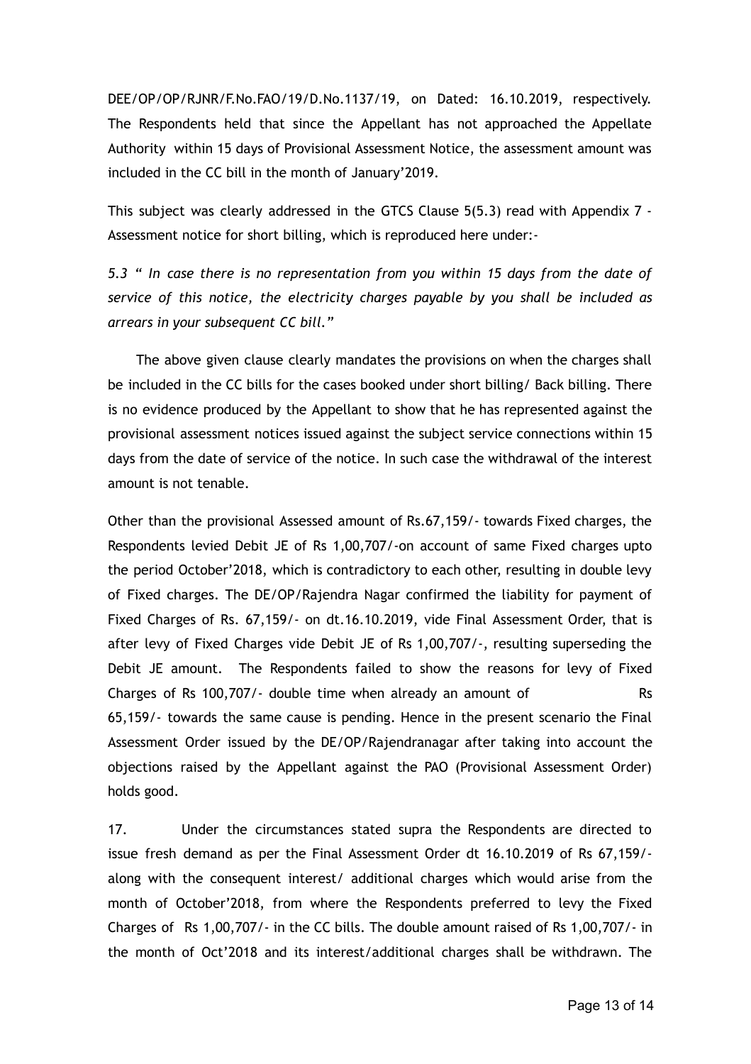DEE/OP/OP/RJNR/F.No.FAO/19/D.No.1137/19, on Dated: 16.10.2019, respectively. The Respondents held that since the Appellant has not approached the Appellate Authority within 15 days of Provisional Assessment Notice, the assessment amount was included in the CC bill in the month of January'2019.

This subject was clearly addressed in the GTCS Clause 5(5.3) read with Appendix 7 - Assessment notice for short billing, which is reproduced here under:-

*5.3 " In case there is no representation from you within 15 days from the date of service of this notice, the electricity charges payable by you shall be included as arrears in your subsequent CC bill."*

The above given clause clearly mandates the provisions on when the charges shall be included in the CC bills for the cases booked under short billing/ Back billing. There is no evidence produced by the Appellant to show that he has represented against the provisional assessment notices issued against the subject service connections within 15 days from the date of service of the notice. In such case the withdrawal of the interest amount is not tenable.

Other than the provisional Assessed amount of Rs.67,159/- towards Fixed charges, the Respondents levied Debit JE of Rs 1,00,707/-on account of same Fixed charges upto the period October'2018, which is contradictory to each other, resulting in double levy of Fixed charges. The DE/OP/Rajendra Nagar confirmed the liability for payment of Fixed Charges of Rs. 67,159/- on dt.16.10.2019, vide Final Assessment Order, that is after levy of Fixed Charges vide Debit JE of Rs 1,00,707/-, resulting superseding the Debit JE amount. The Respondents failed to show the reasons for levy of Fixed Charges of Rs 100,707/- double time when already an amount of Rs 65,159/- towards the same cause is pending. Hence in the present scenario the Final Assessment Order issued by the DE/OP/Rajendranagar after taking into account the objections raised by the Appellant against the PAO (Provisional Assessment Order) holds good.

17. Under the circumstances stated supra the Respondents are directed to issue fresh demand as per the Final Assessment Order dt 16.10.2019 of Rs 67,159/- along with the consequent interest/ additional charges which would arise from the month of October'2018, from where the Respondents preferred to levy the Fixed Charges of Rs 1,00,707/- in the CC bills. The double amount raised of Rs 1,00,707/- in the month of Oct'2018 and its interest/additional charges shall be withdrawn. The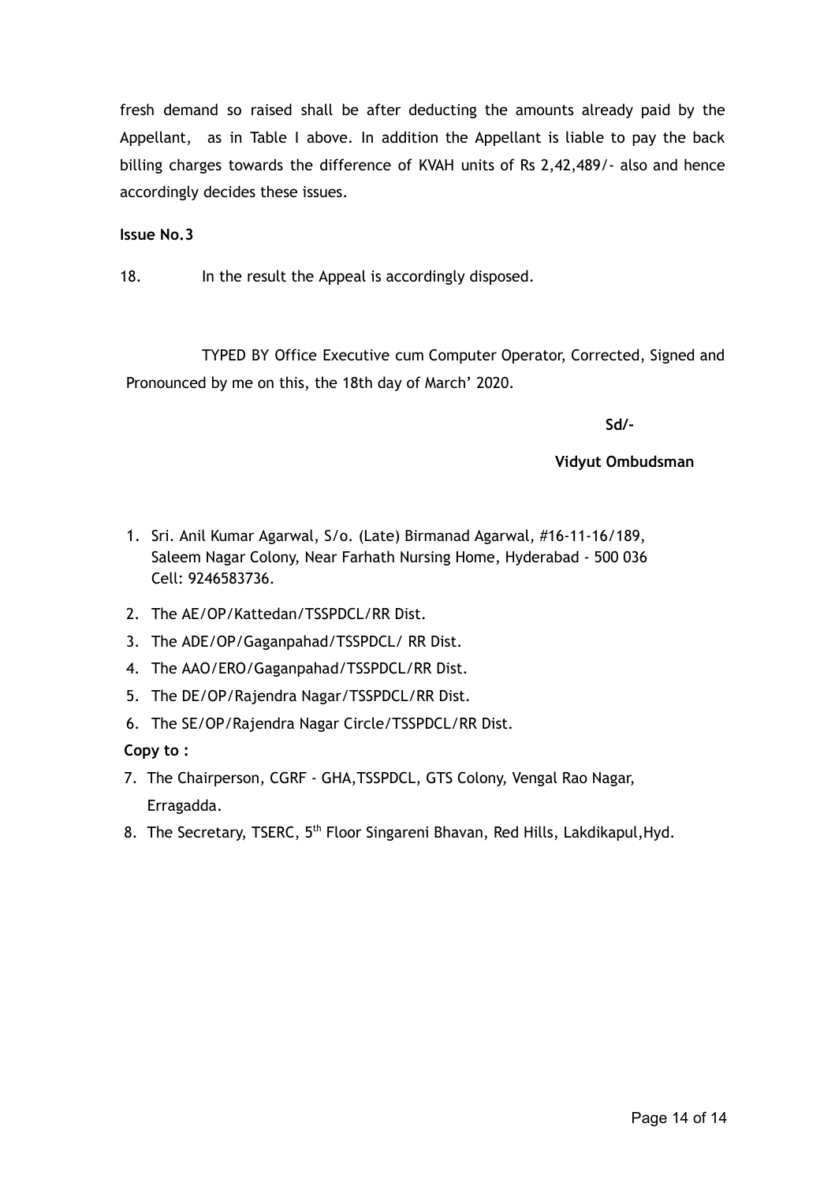fresh demand so raised shall be after deducting the amounts already paid by the Appellant, as in Table I above. In addition the Appellant is liable to pay the back billing charges towards the difference of KVAH units of Rs 2,42,489/- also and hence accordingly decides these issues.

**Issue No.3**

18. In the result the Appeal is accordingly disposed.

TYPED BY Office Executive cum Computer Operator, Corrected, Signed and Pronounced by me on this, the 18th day of March' 2020.

**Sd/-**

**Vidyut Ombudsman**

1. Sri. Anil Kumar Agarwal, S/o. (Late) Birmanad Agarwal, #16-11-16/189, Saleem Nagar Colony, Near Farhath Nursing Home, Hyderabad - 500 036 Cell: 9246583736.
2. The AE/OP/Kattedan/TSSPDCL/RR Dist.
3. The ADE/OP/Gaganpahad/TSSPDCL/ RR Dist.
4. The AAO/ERO/Gaganpahad/TSSPDCL/RR Dist.
5. The DE/OP/Rajendra Nagar/TSSPDCL/RR Dist.
6. The SE/OP/Rajendra Nagar Circle/TSSPDCL/RR Dist.

**Copy to :**

7. The Chairperson, CGRF - GHA,TSSPDCL, GTS Colony, Vengal Rao Nagar, Erragadda.
8. The Secretary, TSERC, 5th Floor Singareni Bhavan, Red Hills, Lakdikapul,Hyd.